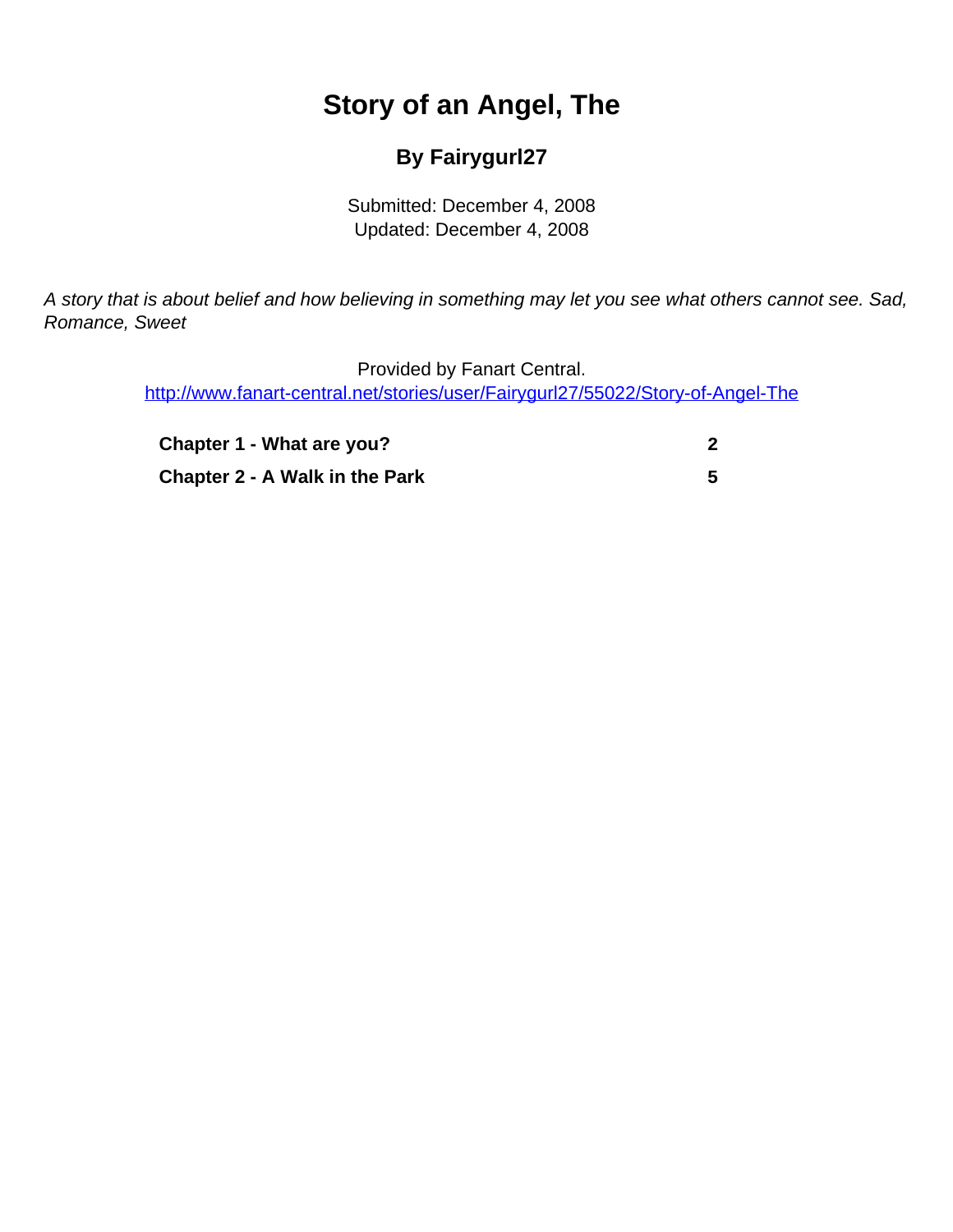# Story of an Angel, The

## By Fairygurl27

Submitted: December 4, 2008
Updated: December 4, 2008

*A story that is about belief and how believing in something may let you see what others cannot see. Sad, Romance, Sweet*

Provided by Fanart Central.
http://www.fanart-central.net/stories/user/Fairygurl27/55022/Story-of-Angel-The

| | |
|---|---|
| **Chapter 1 - What are you?** | **2** |
| **Chapter 2 - A Walk in the Park** | **5** |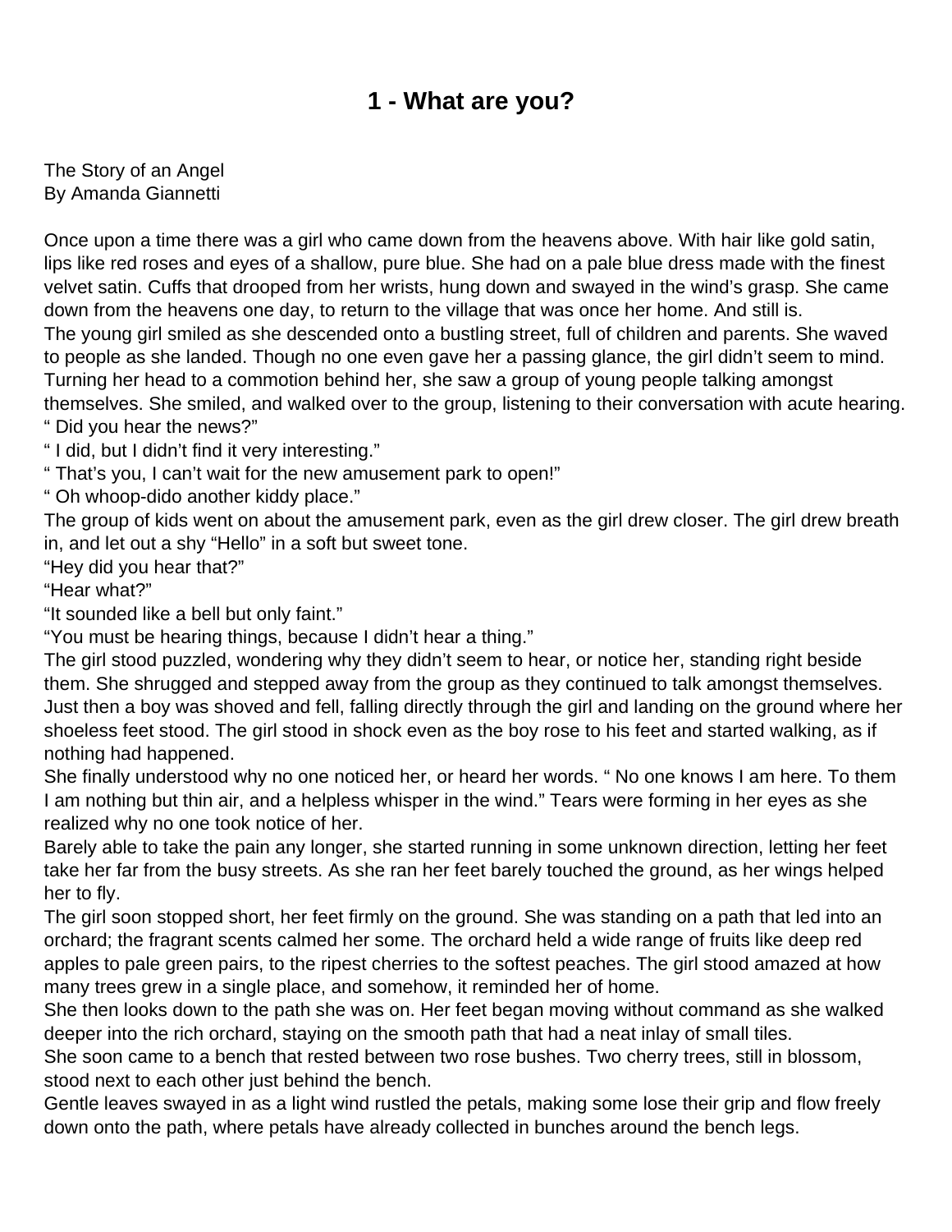# 1 - What are you?

The Story of an Angel
By Amanda Giannetti

Once upon a time there was a girl who came down from the heavens above. With hair like gold satin, lips like red roses and eyes of a shallow, pure blue. She had on a pale blue dress made with the finest velvet satin. Cuffs that drooped from her wrists, hung down and swayed in the wind's grasp. She came down from the heavens one day, to return to the village that was once her home. And still is.
The young girl smiled as she descended onto a bustling street, full of children and parents. She waved to people as she landed. Though no one even gave her a passing glance, the girl didn't seem to mind. Turning her head to a commotion behind her, she saw a group of young people talking amongst themselves. She smiled, and walked over to the group, listening to their conversation with acute hearing.
" Did you hear the news?"
" I did, but I didn't find it very interesting."
" That's you, I can't wait for the new amusement park to open!"
" Oh whoop-dido another kiddy place."
The group of kids went on about the amusement park, even as the girl drew closer. The girl drew breath in, and let out a shy "Hello" in a soft but sweet tone.
"Hey did you hear that?"
"Hear what?"
"It sounded like a bell but only faint."
"You must be hearing things, because I didn't hear a thing."
The girl stood puzzled, wondering why they didn't seem to hear, or notice her, standing right beside them. She shrugged and stepped away from the group as they continued to talk amongst themselves. Just then a boy was shoved and fell, falling directly through the girl and landing on the ground where her shoeless feet stood. The girl stood in shock even as the boy rose to his feet and started walking, as if nothing had happened.
She finally understood why no one noticed her, or heard her words. " No one knows I am here. To them I am nothing but thin air, and a helpless whisper in the wind." Tears were forming in her eyes as she realized why no one took notice of her.
Barely able to take the pain any longer, she started running in some unknown direction, letting her feet take her far from the busy streets. As she ran her feet barely touched the ground, as her wings helped her to fly.
The girl soon stopped short, her feet firmly on the ground. She was standing on a path that led into an orchard; the fragrant scents calmed her some. The orchard held a wide range of fruits like deep red apples to pale green pairs, to the ripest cherries to the softest peaches. The girl stood amazed at how many trees grew in a single place, and somehow, it reminded her of home.
She then looks down to the path she was on. Her feet began moving without command as she walked deeper into the rich orchard, staying on the smooth path that had a neat inlay of small tiles.
She soon came to a bench that rested between two rose bushes. Two cherry trees, still in blossom, stood next to each other just behind the bench.
Gentle leaves swayed in as a light wind rustled the petals, making some lose their grip and flow freely down onto the path, where petals have already collected in bunches around the bench legs.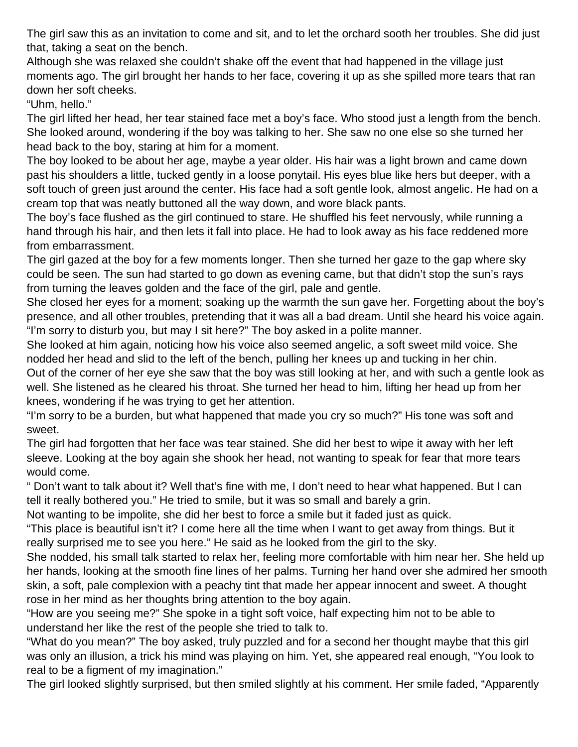The girl saw this as an invitation to come and sit, and to let the orchard sooth her troubles. She did just that, taking a seat on the bench.

Although she was relaxed she couldn't shake off the event that had happened in the village just moments ago. The girl brought her hands to her face, covering it up as she spilled more tears that ran down her soft cheeks.

"Uhm, hello."

The girl lifted her head, her tear stained face met a boy's face. Who stood just a length from the bench. She looked around, wondering if the boy was talking to her. She saw no one else so she turned her head back to the boy, staring at him for a moment.

The boy looked to be about her age, maybe a year older. His hair was a light brown and came down past his shoulders a little, tucked gently in a loose ponytail. His eyes blue like hers but deeper, with a soft touch of green just around the center. His face had a soft gentle look, almost angelic. He had on a cream top that was neatly buttoned all the way down, and wore black pants.

The boy's face flushed as the girl continued to stare. He shuffled his feet nervously, while running a hand through his hair, and then lets it fall into place. He had to look away as his face reddened more from embarrassment.

The girl gazed at the boy for a few moments longer. Then she turned her gaze to the gap where sky could be seen. The sun had started to go down as evening came, but that didn't stop the sun's rays from turning the leaves golden and the face of the girl, pale and gentle.

She closed her eyes for a moment; soaking up the warmth the sun gave her. Forgetting about the boy's presence, and all other troubles, pretending that it was all a bad dream. Until she heard his voice again.

"I'm sorry to disturb you, but may I sit here?" The boy asked in a polite manner.

She looked at him again, noticing how his voice also seemed angelic, a soft sweet mild voice. She nodded her head and slid to the left of the bench, pulling her knees up and tucking in her chin.

Out of the corner of her eye she saw that the boy was still looking at her, and with such a gentle look as well. She listened as he cleared his throat. She turned her head to him, lifting her head up from her knees, wondering if he was trying to get her attention.

"I'm sorry to be a burden, but what happened that made you cry so much?" His tone was soft and sweet.

The girl had forgotten that her face was tear stained. She did her best to wipe it away with her left sleeve. Looking at the boy again she shook her head, not wanting to speak for fear that more tears would come.

" Don't want to talk about it? Well that's fine with me, I don't need to hear what happened. But I can tell it really bothered you." He tried to smile, but it was so small and barely a grin.

Not wanting to be impolite, she did her best to force a smile but it faded just as quick.

"This place is beautiful isn't it? I come here all the time when I want to get away from things. But it really surprised me to see you here." He said as he looked from the girl to the sky.

She nodded, his small talk started to relax her, feeling more comfortable with him near her. She held up her hands, looking at the smooth fine lines of her palms. Turning her hand over she admired her smooth skin, a soft, pale complexion with a peachy tint that made her appear innocent and sweet. A thought rose in her mind as her thoughts bring attention to the boy again.

"How are you seeing me?" She spoke in a tight soft voice, half expecting him not to be able to understand her like the rest of the people she tried to talk to.

"What do you mean?" The boy asked, truly puzzled and for a second her thought maybe that this girl was only an illusion, a trick his mind was playing on him. Yet, she appeared real enough, "You look to real to be a figment of my imagination."

The girl looked slightly surprised, but then smiled slightly at his comment. Her smile faded, "Apparently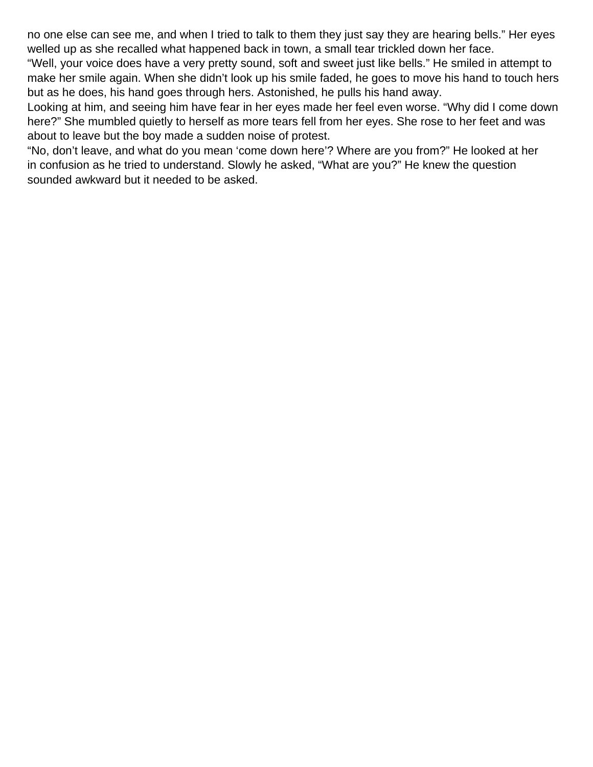no one else can see me, and when I tried to talk to them they just say they are hearing bells." Her eyes welled up as she recalled what happened back in town, a small tear trickled down her face.

"Well, your voice does have a very pretty sound, soft and sweet just like bells." He smiled in attempt to make her smile again. When she didn't look up his smile faded, he goes to move his hand to touch hers but as he does, his hand goes through hers. Astonished, he pulls his hand away.

Looking at him, and seeing him have fear in her eyes made her feel even worse. "Why did I come down here?" She mumbled quietly to herself as more tears fell from her eyes. She rose to her feet and was about to leave but the boy made a sudden noise of protest.

"No, don't leave, and what do you mean 'come down here'? Where are you from?" He looked at her in confusion as he tried to understand. Slowly he asked, "What are you?" He knew the question sounded awkward but it needed to be asked.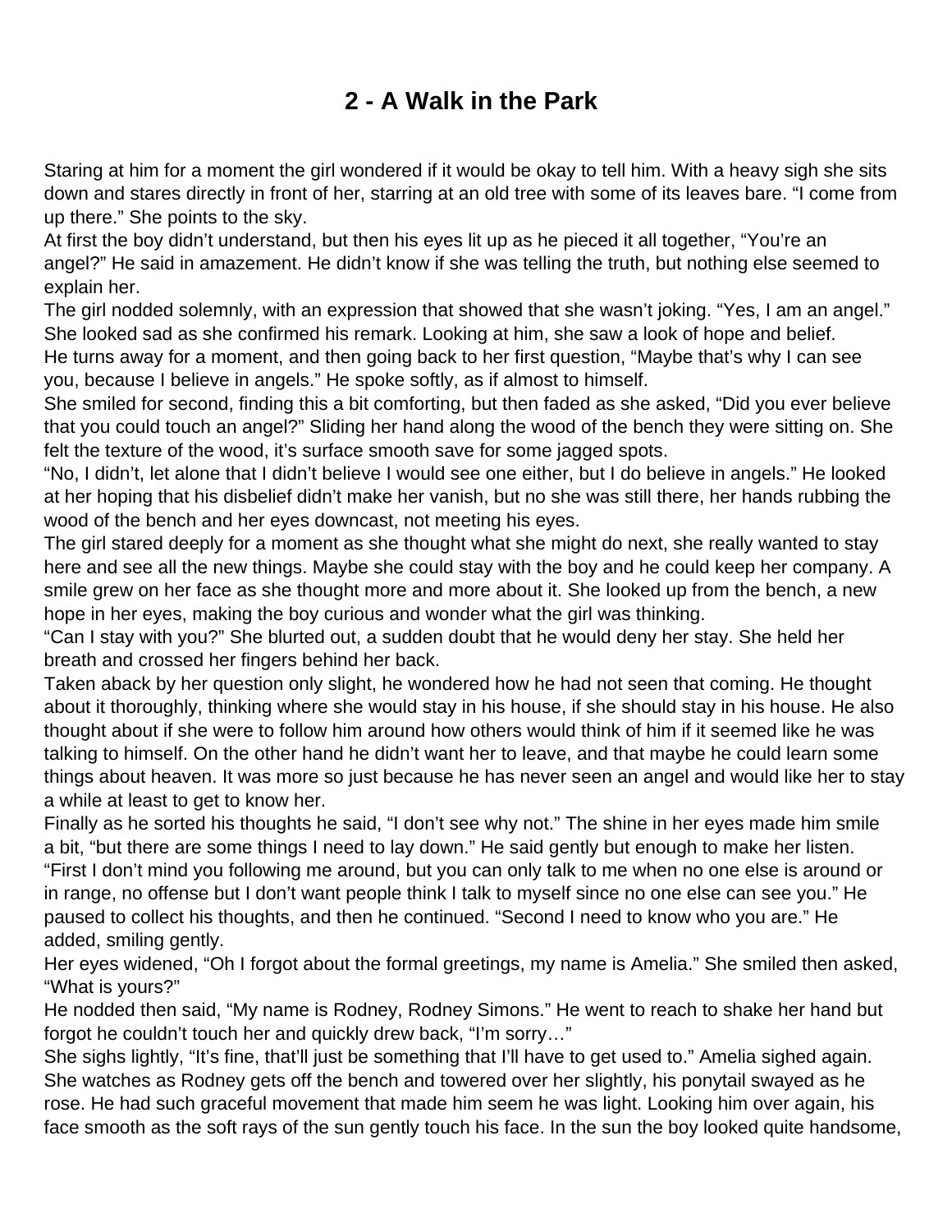# 2 - A Walk in the Park

Staring at him for a moment the girl wondered if it would be okay to tell him. With a heavy sigh she sits down and stares directly in front of her, starring at an old tree with some of its leaves bare. “I come from up there.” She points to the sky.

At first the boy didn’t understand, but then his eyes lit up as he pieced it all together, “You’re an angel?” He said in amazement. He didn’t know if she was telling the truth, but nothing else seemed to explain her.

The girl nodded solemnly, with an expression that showed that she wasn’t joking. “Yes, I am an angel.” She looked sad as she confirmed his remark. Looking at him, she saw a look of hope and belief.

He turns away for a moment, and then going back to her first question, “Maybe that’s why I can see you, because I believe in angels.” He spoke softly, as if almost to himself.

She smiled for second, finding this a bit comforting, but then faded as she asked, “Did you ever believe that you could touch an angel?” Sliding her hand along the wood of the bench they were sitting on. She felt the texture of the wood, it’s surface smooth save for some jagged spots.

“No, I didn’t, let alone that I didn’t believe I would see one either, but I do believe in angels.” He looked at her hoping that his disbelief didn’t make her vanish, but no she was still there, her hands rubbing the wood of the bench and her eyes downcast, not meeting his eyes.

The girl stared deeply for a moment as she thought what she might do next, she really wanted to stay here and see all the new things. Maybe she could stay with the boy and he could keep her company. A smile grew on her face as she thought more and more about it. She looked up from the bench, a new hope in her eyes, making the boy curious and wonder what the girl was thinking.

“Can I stay with you?” She blurted out, a sudden doubt that he would deny her stay. She held her breath and crossed her fingers behind her back.

Taken aback by her question only slight, he wondered how he had not seen that coming. He thought about it thoroughly, thinking where she would stay in his house, if she should stay in his house. He also thought about if she were to follow him around how others would think of him if it seemed like he was talking to himself. On the other hand he didn’t want her to leave, and that maybe he could learn some things about heaven. It was more so just because he has never seen an angel and would like her to stay a while at least to get to know her.

Finally as he sorted his thoughts he said, “I don’t see why not.” The shine in her eyes made him smile a bit, “but there are some things I need to lay down.” He said gently but enough to make her listen. “First I don’t mind you following me around, but you can only talk to me when no one else is around or in range, no offense but I don’t want people think I talk to myself since no one else can see you.” He paused to collect his thoughts, and then he continued. “Second I need to know who you are.” He added, smiling gently.

Her eyes widened, “Oh I forgot about the formal greetings, my name is Amelia.” She smiled then asked, “What is yours?”

He nodded then said, “My name is Rodney, Rodney Simons.” He went to reach to shake her hand but forgot he couldn’t touch her and quickly drew back, “I’m sorry…”

She sighs lightly, “It’s fine, that’ll just be something that I’ll have to get used to.” Amelia sighed again. She watches as Rodney gets off the bench and towered over her slightly, his ponytail swayed as he rose. He had such graceful movement that made him seem he was light. Looking him over again, his face smooth as the soft rays of the sun gently touch his face. In the sun the boy looked quite handsome,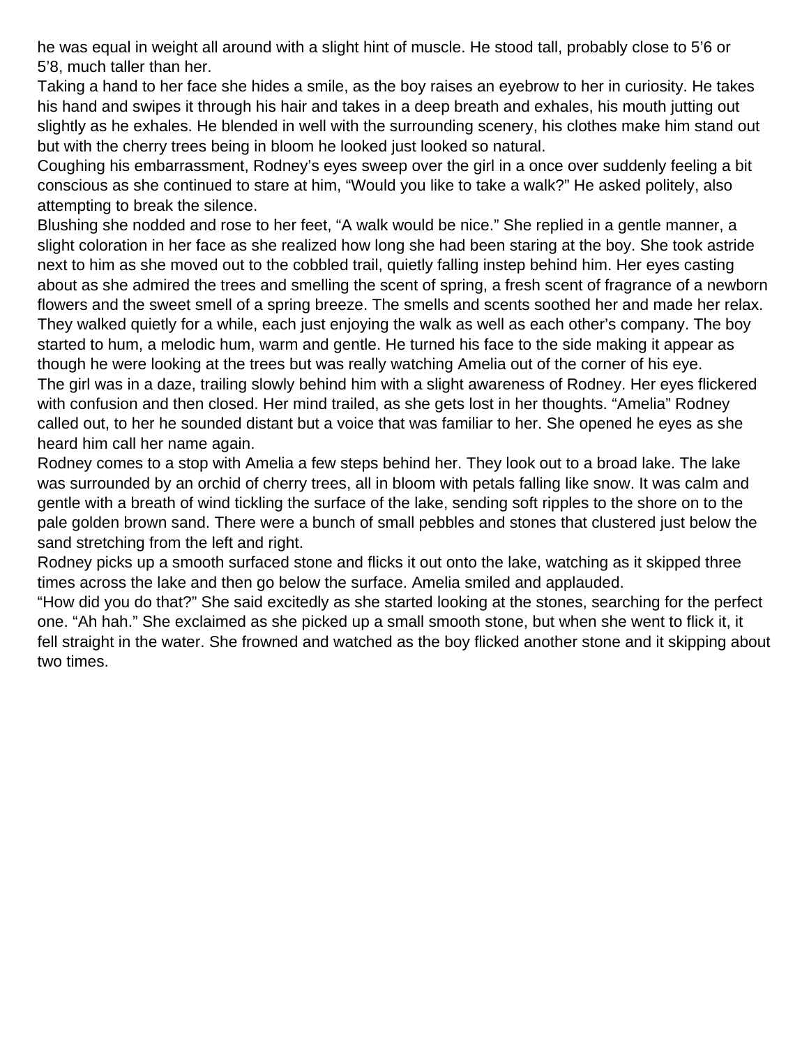he was equal in weight all around with a slight hint of muscle. He stood tall, probably close to 5'6 or 5'8, much taller than her.

Taking a hand to her face she hides a smile, as the boy raises an eyebrow to her in curiosity. He takes his hand and swipes it through his hair and takes in a deep breath and exhales, his mouth jutting out slightly as he exhales. He blended in well with the surrounding scenery, his clothes make him stand out but with the cherry trees being in bloom he looked just looked so natural.

Coughing his embarrassment, Rodney's eyes sweep over the girl in a once over suddenly feeling a bit conscious as she continued to stare at him, "Would you like to take a walk?" He asked politely, also attempting to break the silence.

Blushing she nodded and rose to her feet, "A walk would be nice." She replied in a gentle manner, a slight coloration in her face as she realized how long she had been staring at the boy. She took astride next to him as she moved out to the cobbled trail, quietly falling instep behind him. Her eyes casting about as she admired the trees and smelling the scent of spring, a fresh scent of fragrance of a newborn flowers and the sweet smell of a spring breeze. The smells and scents soothed her and made her relax. They walked quietly for a while, each just enjoying the walk as well as each other's company. The boy started to hum, a melodic hum, warm and gentle. He turned his face to the side making it appear as though he were looking at the trees but was really watching Amelia out of the corner of his eye.

The girl was in a daze, trailing slowly behind him with a slight awareness of Rodney. Her eyes flickered with confusion and then closed. Her mind trailed, as she gets lost in her thoughts. "Amelia" Rodney called out, to her he sounded distant but a voice that was familiar to her. She opened he eyes as she heard him call her name again.

Rodney comes to a stop with Amelia a few steps behind her. They look out to a broad lake. The lake was surrounded by an orchid of cherry trees, all in bloom with petals falling like snow. It was calm and gentle with a breath of wind tickling the surface of the lake, sending soft ripples to the shore on to the pale golden brown sand. There were a bunch of small pebbles and stones that clustered just below the sand stretching from the left and right.

Rodney picks up a smooth surfaced stone and flicks it out onto the lake, watching as it skipped three times across the lake and then go below the surface. Amelia smiled and applauded.

"How did you do that?" She said excitedly as she started looking at the stones, searching for the perfect one. "Ah hah." She exclaimed as she picked up a small smooth stone, but when she went to flick it, it fell straight in the water. She frowned and watched as the boy flicked another stone and it skipping about two times.